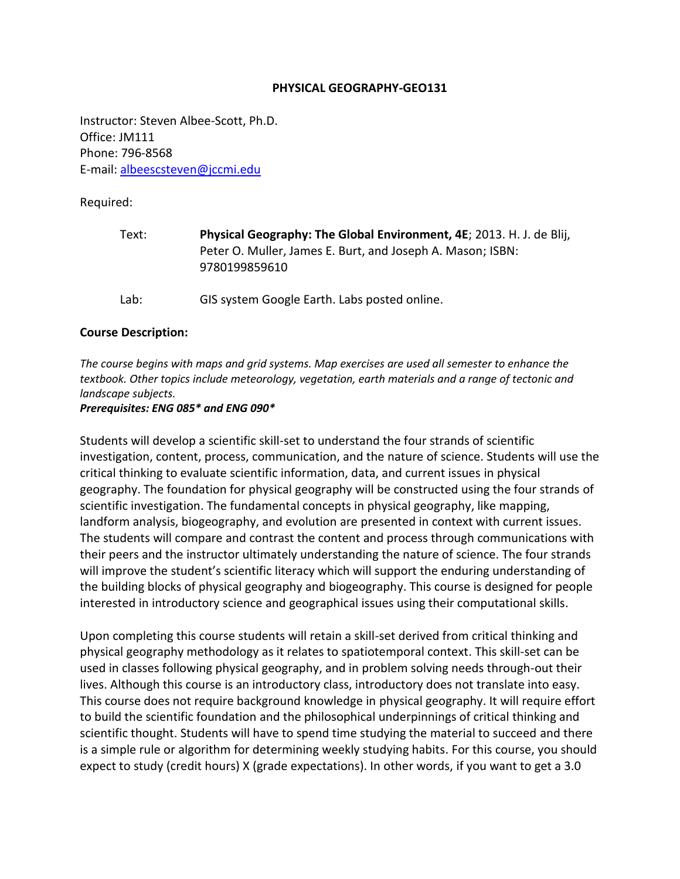# PHYSICAL GEOGRAPHY-GEO131

Instructor: Steven Albee-Scott, Ph.D.
Office: JM111
Phone: 796-8568
E-mail: albeescsteven@jccmi.edu

Required:

Text: **Physical Geography: The Global Environment, 4E**; 2013. H. J. de Blij, Peter O. Muller, James E. Burt, and Joseph A. Mason; ISBN: 9780199859610

Lab: GIS system Google Earth. Labs posted online.

**Course Description:**

*The course begins with maps and grid systems. Map exercises are used all semester to enhance the textbook. Other topics include meteorology, vegetation, earth materials and a range of tectonic and landscape subjects.*
***Prerequisites: ENG 085* and ENG 090****

Students will develop a scientific skill-set to understand the four strands of scientific investigation, content, process, communication, and the nature of science. Students will use the critical thinking to evaluate scientific information, data, and current issues in physical geography. The foundation for physical geography will be constructed using the four strands of scientific investigation. The fundamental concepts in physical geography, like mapping, landform analysis, biogeography, and evolution are presented in context with current issues. The students will compare and contrast the content and process through communications with their peers and the instructor ultimately understanding the nature of science. The four strands will improve the student's scientific literacy which will support the enduring understanding of the building blocks of physical geography and biogeography. This course is designed for people interested in introductory science and geographical issues using their computational skills.

Upon completing this course students will retain a skill-set derived from critical thinking and physical geography methodology as it relates to spatiotemporal context. This skill-set can be used in classes following physical geography, and in problem solving needs through-out their lives. Although this course is an introductory class, introductory does not translate into easy. This course does not require background knowledge in physical geography. It will require effort to build the scientific foundation and the philosophical underpinnings of critical thinking and scientific thought. Students will have to spend time studying the material to succeed and there is a simple rule or algorithm for determining weekly studying habits. For this course, you should expect to study (credit hours) X (grade expectations). In other words, if you want to get a 3.0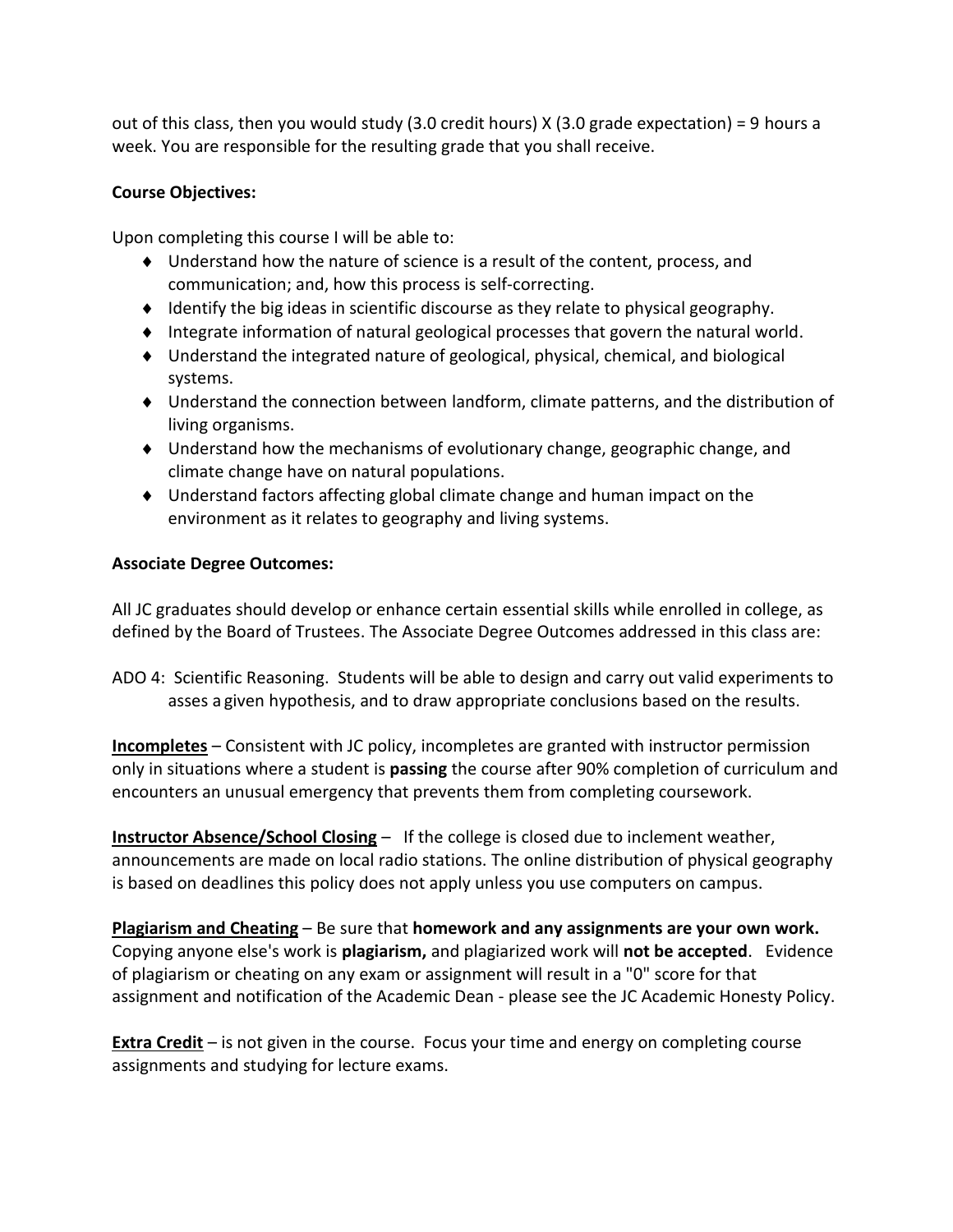out of this class, then you would study (3.0 credit hours) X (3.0 grade expectation) = 9 hours a week. You are responsible for the resulting grade that you shall receive.

**Course Objectives:**

Upon completing this course I will be able to:

- Understand how the nature of science is a result of the content, process, and communication; and, how this process is self-correcting.
- Identify the big ideas in scientific discourse as they relate to physical geography.
- Integrate information of natural geological processes that govern the natural world.
- Understand the integrated nature of geological, physical, chemical, and biological systems.
- Understand the connection between landform, climate patterns, and the distribution of living organisms.
- Understand how the mechanisms of evolutionary change, geographic change, and climate change have on natural populations.
- Understand factors affecting global climate change and human impact on the environment as it relates to geography and living systems.

**Associate Degree Outcomes:**

All JC graduates should develop or enhance certain essential skills while enrolled in college, as defined by the Board of Trustees. The Associate Degree Outcomes addressed in this class are:

ADO 4: Scientific Reasoning. Students will be able to design and carry out valid experiments to asses a given hypothesis, and to draw appropriate conclusions based on the results.

**Incompletes** – Consistent with JC policy, incompletes are granted with instructor permission only in situations where a student is **passing** the course after 90% completion of curriculum and encounters an unusual emergency that prevents them from completing coursework.

**Instructor Absence/School Closing** – If the college is closed due to inclement weather, announcements are made on local radio stations. The online distribution of physical geography is based on deadlines this policy does not apply unless you use computers on campus.

**Plagiarism and Cheating** – Be sure that **homework and any assignments are your own work.** Copying anyone else's work is **plagiarism,** and plagiarized work will **not be accepted**. Evidence of plagiarism or cheating on any exam or assignment will result in a "0" score for that assignment and notification of the Academic Dean - please see the JC Academic Honesty Policy.

**Extra Credit** – is not given in the course. Focus your time and energy on completing course assignments and studying for lecture exams.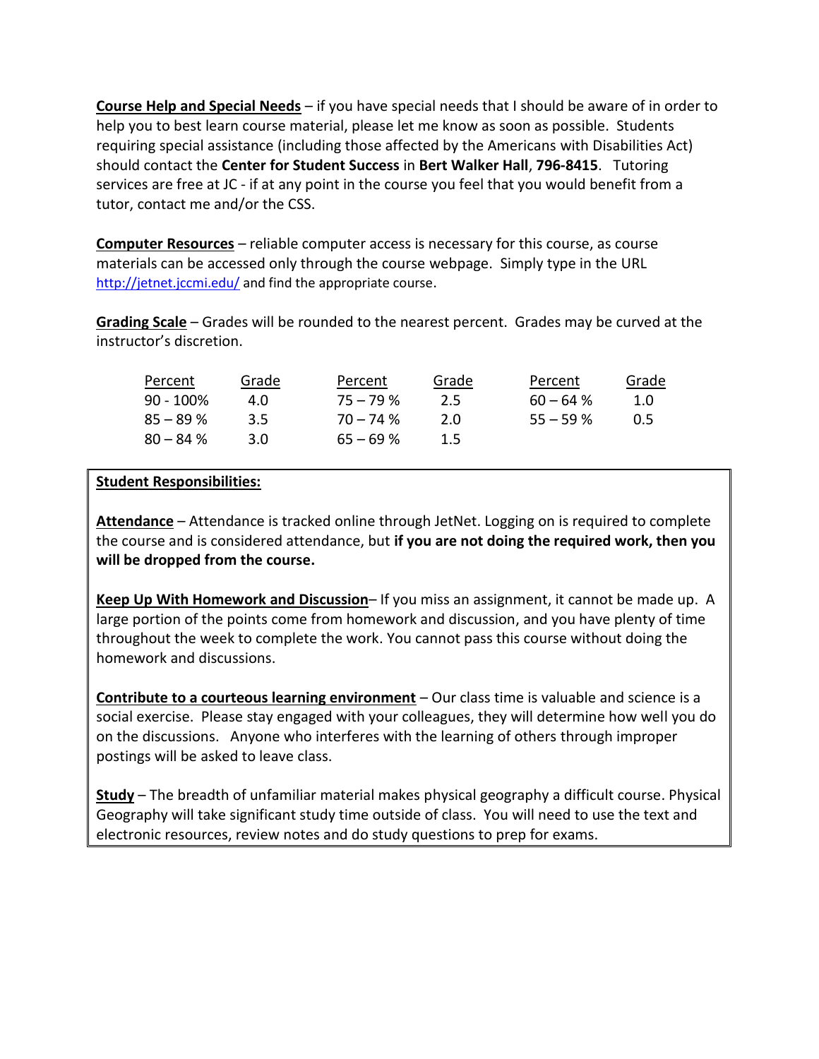**<u>Course Help and Special Needs</u>** – if you have special needs that I should be aware of in order to help you to best learn course material, please let me know as soon as possible. Students requiring special assistance (including those affected by the Americans with Disabilities Act) should contact the **Center for Student Success** in **Bert Walker Hall**, **796-8415**. Tutoring services are free at JC - if at any point in the course you feel that you would benefit from a tutor, contact me and/or the CSS.

**<u>Computer Resources</u>** – reliable computer access is necessary for this course, as course materials can be accessed only through the course webpage. Simply type in the URL http://jetnet.jccmi.edu/ and find the appropriate course.

**<u>Grading Scale</u>** – Grades will be rounded to the nearest percent. Grades may be curved at the instructor's discretion.

| Percent | Grade | Percent | Grade | Percent | Grade |
|---|---|---|---|---|---|
| 90 - 100% | 4.0 | 75 – 79 % | 2.5 | 60 – 64 % | 1.0 |
| 85 – 89 % | 3.5 | 70 – 74 % | 2.0 | 55 – 59 % | 0.5 |
| 80 – 84 % | 3.0 | 65 – 69 % | 1.5 | | |

**<u>Student Responsibilities:</u>**

**<u>Attendance</u>** – Attendance is tracked online through JetNet. Logging on is required to complete the course and is considered attendance, but **if you are not doing the required work, then you will be dropped from the course.**

**<u>Keep Up With Homework and Discussion</u>**– If you miss an assignment, it cannot be made up. A large portion of the points come from homework and discussion, and you have plenty of time throughout the week to complete the work. You cannot pass this course without doing the homework and discussions.

**<u>Contribute to a courteous learning environment</u>** – Our class time is valuable and science is a social exercise. Please stay engaged with your colleagues, they will determine how well you do on the discussions. Anyone who interferes with the learning of others through improper postings will be asked to leave class.

**<u>Study</u>** – The breadth of unfamiliar material makes physical geography a difficult course. Physical Geography will take significant study time outside of class. You will need to use the text and electronic resources, review notes and do study questions to prep for exams.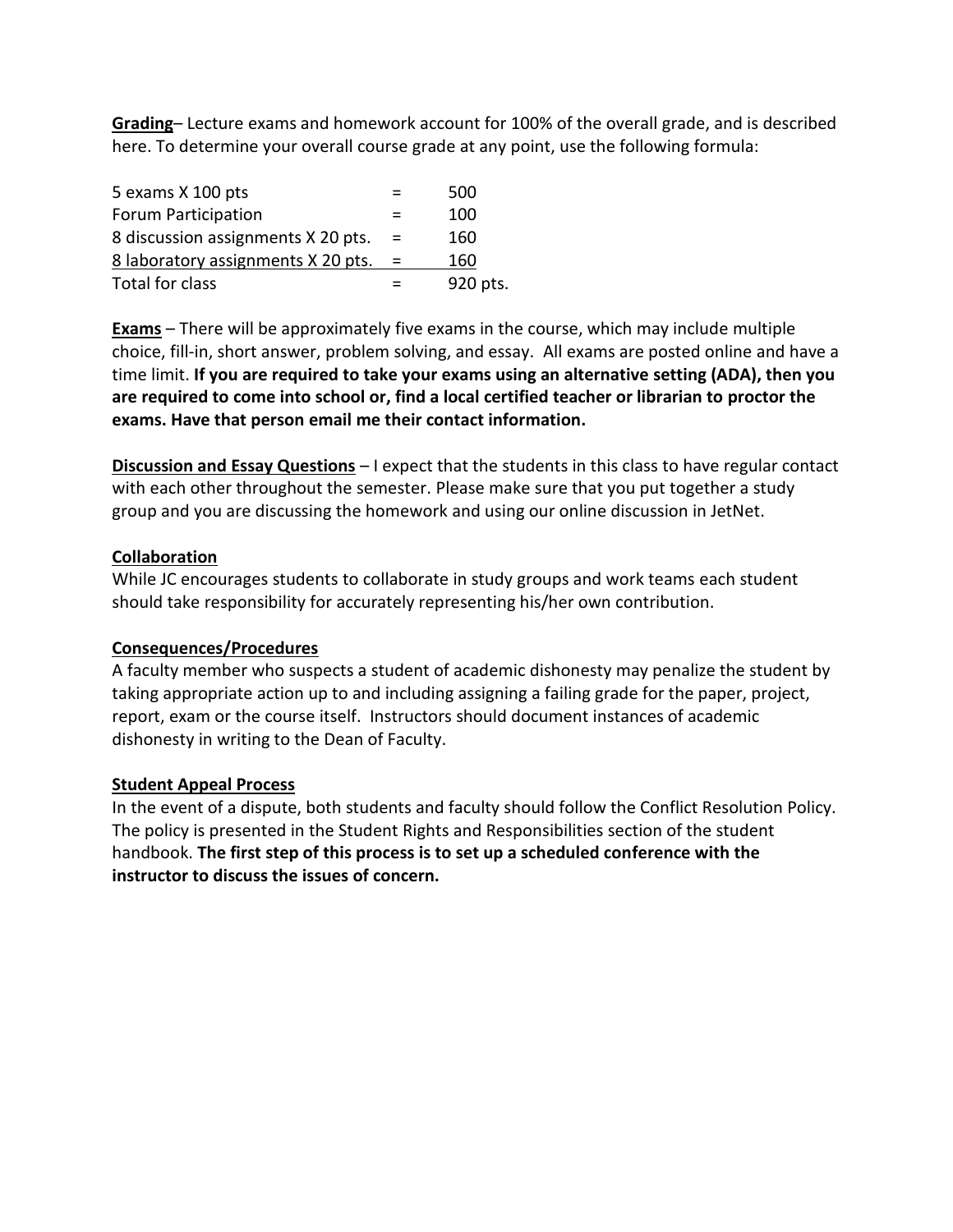**Grading**– Lecture exams and homework account for 100% of the overall grade, and is described here. To determine your overall course grade at any point, use the following formula:

| | | |
|---|---|---|
| 5 exams X 100 pts | = | 500 |
| Forum Participation | = | 100 |
| 8 discussion assignments X 20 pts. | = | 160 |
| 8 laboratory assignments X 20 pts. | = | 160 |
| Total for class | = | 920 pts. |

**Exams** – There will be approximately five exams in the course, which may include multiple choice, fill-in, short answer, problem solving, and essay. All exams are posted online and have a time limit. **If you are required to take your exams using an alternative setting (ADA), then you are required to come into school or, find a local certified teacher or librarian to proctor the exams. Have that person email me their contact information.**

**Discussion and Essay Questions** – I expect that the students in this class to have regular contact with each other throughout the semester. Please make sure that you put together a study group and you are discussing the homework and using our online discussion in JetNet.

**Collaboration**

While JC encourages students to collaborate in study groups and work teams each student should take responsibility for accurately representing his/her own contribution.

**Consequences/Procedures**

A faculty member who suspects a student of academic dishonesty may penalize the student by taking appropriate action up to and including assigning a failing grade for the paper, project, report, exam or the course itself. Instructors should document instances of academic dishonesty in writing to the Dean of Faculty.

**Student Appeal Process**

In the event of a dispute, both students and faculty should follow the Conflict Resolution Policy. The policy is presented in the Student Rights and Responsibilities section of the student handbook. **The first step of this process is to set up a scheduled conference with the instructor to discuss the issues of concern.**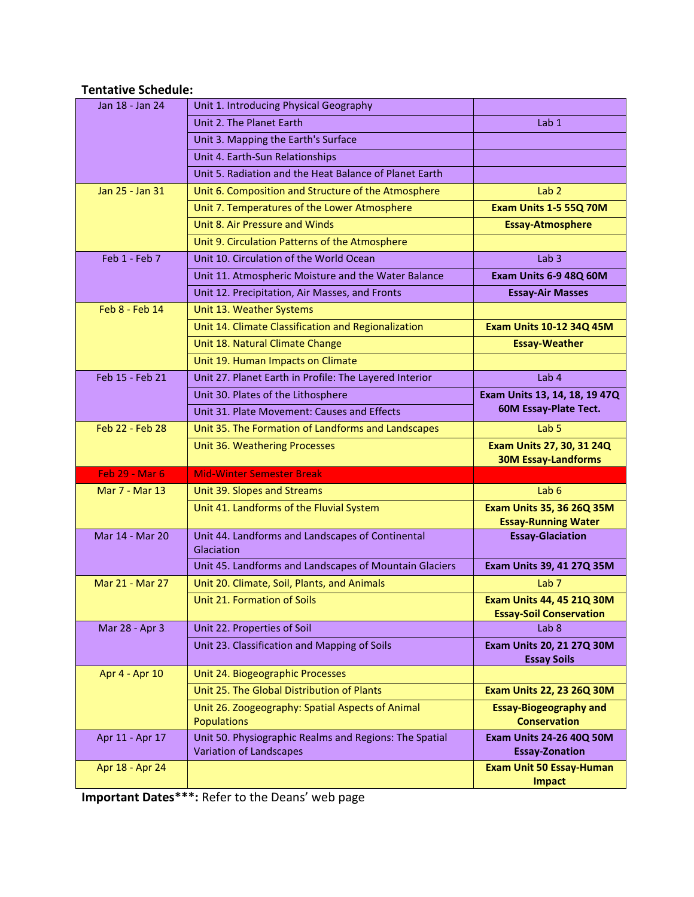**Tentative Schedule:**

| | | |
|---|---|---|
| Jan 18 - Jan 24 | Unit 1. Introducing Physical Geography | |
| | Unit 2. The Planet Earth | Lab 1 |
| | Unit 3. Mapping the Earth's Surface | |
| | Unit 4. Earth-Sun Relationships | |
| | Unit 5. Radiation and the Heat Balance of Planet Earth | |
| Jan 25 - Jan 31 | Unit 6. Composition and Structure of the Atmosphere | Lab 2 |
| | Unit 7. Temperatures of the Lower Atmosphere | **Exam Units 1-5 55Q 70M** |
| | Unit 8. Air Pressure and Winds | **Essay-Atmosphere** |
| | Unit 9. Circulation Patterns of the Atmosphere | |
| Feb 1 - Feb 7 | Unit 10. Circulation of the World Ocean | Lab 3 |
| | Unit 11. Atmospheric Moisture and the Water Balance | **Exam Units 6-9 48Q 60M** |
| | Unit 12. Precipitation, Air Masses, and Fronts | **Essay-Air Masses** |
| Feb 8 - Feb 14 | Unit 13. Weather Systems | |
| | Unit 14. Climate Classification and Regionalization | **Exam Units 10-12 34Q 45M** |
| | Unit 18. Natural Climate Change | **Essay-Weather** |
| | Unit 19. Human Impacts on Climate | |
| Feb 15 - Feb 21 | Unit 27. Planet Earth in Profile: The Layered Interior | Lab 4 |
| | Unit 30. Plates of the Lithosphere | **Exam Units 13, 14, 18, 19 47Q 60M Essay-Plate Tect.** |
| | Unit 31. Plate Movement: Causes and Effects | |
| Feb 22 - Feb 28 | Unit 35. The Formation of Landforms and Landscapes | Lab 5 |
| | Unit 36. Weathering Processes | **Exam Units 27, 30, 31 24Q 30M Essay-Landforms** |
| Feb 29 - Mar 6 | Mid-Winter Semester Break | |
| Mar 7 - Mar 13 | Unit 39. Slopes and Streams | Lab 6 |
| | Unit 41. Landforms of the Fluvial System | **Exam Units 35, 36 26Q 35M Essay-Running Water** |
| Mar 14 - Mar 20 | Unit 44. Landforms and Landscapes of Continental Glaciation | **Essay-Glaciation** |
| | Unit 45. Landforms and Landscapes of Mountain Glaciers | **Exam Units 39, 41 27Q 35M** |
| Mar 21 - Mar 27 | Unit 20. Climate, Soil, Plants, and Animals | Lab 7 |
| | Unit 21. Formation of Soils | **Exam Units 44, 45 21Q 30M Essay-Soil Conservation** |
| Mar 28 - Apr 3 | Unit 22. Properties of Soil | Lab 8 |
| | Unit 23. Classification and Mapping of Soils | **Exam Units 20, 21 27Q 30M Essay Soils** |
| Apr 4 - Apr 10 | Unit 24. Biogeographic Processes | |
| | Unit 25. The Global Distribution of Plants | **Exam Units 22, 23 26Q 30M** |
| | Unit 26. Zoogeography: Spatial Aspects of Animal Populations | **Essay-Biogeography and Conservation** |
| Apr 11 - Apr 17 | Unit 50. Physiographic Realms and Regions: The Spatial Variation of Landscapes | **Exam Units 24-26 40Q 50M Essay-Zonation** |
| Apr 18 - Apr 24 | | **Exam Unit 50 Essay-Human Impact** |

**Important Dates\*\*\*:** Refer to the Deans' web page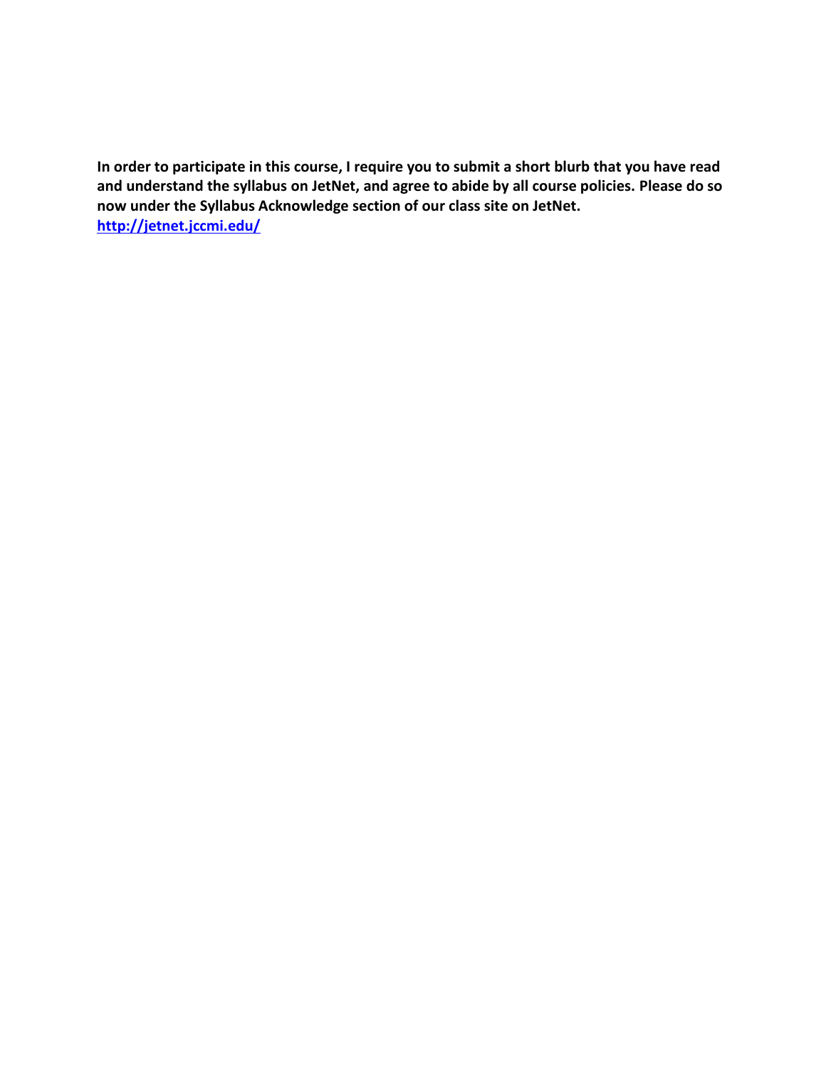**In order to participate in this course, I require you to submit a short blurb that you have read and understand the syllabus on JetNet, and agree to abide by all course policies. Please do so now under the Syllabus Acknowledge section of our class site on JetNet.**
**[http://jetnet.jccmi.edu/](http://jetnet.jccmi.edu/)**